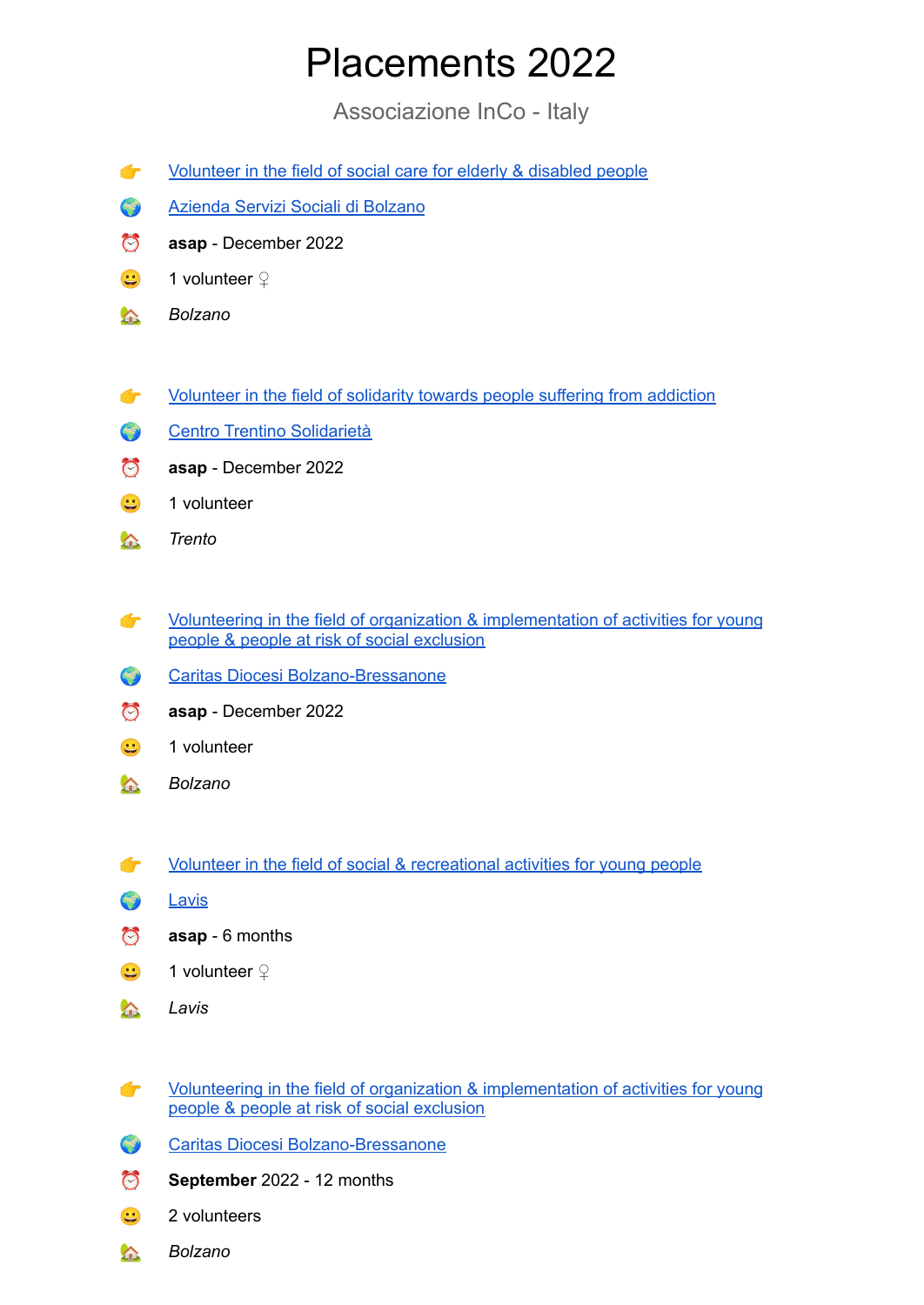# Placements 2022

Associazione InCo - Italy

👉 Volunteer in the field of social care for elderly & disabled people

🌍 Azienda Servizi Sociali di Bolzano

⏰ **asap** - December 2022

😀 1 volunteer ♀

🏡 *Bolzano*

👉 Volunteer in the field of solidarity towards people suffering from addiction

🌍 Centro Trentino Solidarietà

⏰ **asap** - December 2022

😀 1 volunteer

🏡 *Trento*

👉 Volunteering in the field of organization & implementation of activities for young people & people at risk of social exclusion

🌍 Caritas Diocesi Bolzano-Bressanone

⏰ **asap** - December 2022

😀 1 volunteer

🏡 *Bolzano*

👉 Volunteer in the field of social & recreational activities for young people

🌍 Lavis

⏰ **asap** - 6 months

😀 1 volunteer ♀

🏡 *Lavis*

👉 Volunteering in the field of organization & implementation of activities for young people & people at risk of social exclusion

🌍 Caritas Diocesi Bolzano-Bressanone

⏰ **September** 2022 - 12 months

😀 2 volunteers

🏡 *Bolzano*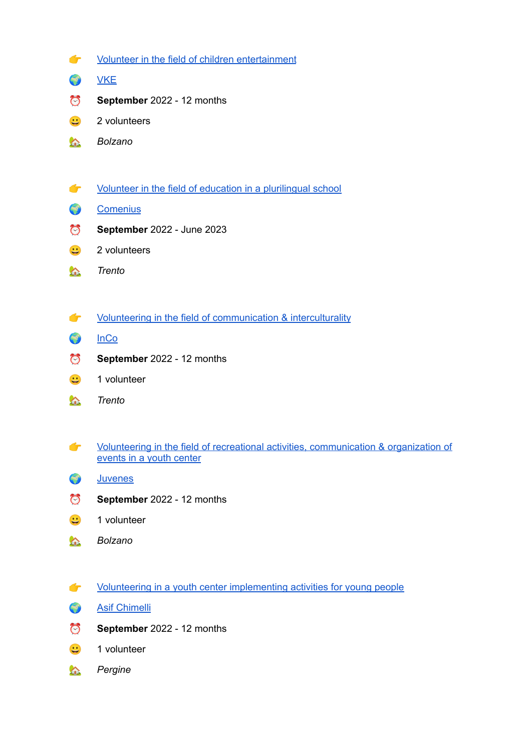👉 Volunteer in the field of children entertainment

🌍 VKE

⏰ **September** 2022 - 12 months

😀 2 volunteers

🏡 *Bolzano*

👉 Volunteer in the field of education in a plurilingual school

🌍 Comenius

⏰ **September** 2022 - June 2023

😀 2 volunteers

🏡 *Trento*

👉 Volunteering in the field of communication & interculturality

🌍 InCo

⏰ **September** 2022 - 12 months

😀 1 volunteer

🏡 *Trento*

👉 Volunteering in the field of recreational activities, communication & organization of events in a youth center

🌍 Juvenes

⏰ **September** 2022 - 12 months

😀 1 volunteer

🏡 *Bolzano*

👉 Volunteering in a youth center implementing activities for young people

🌍 Asif Chimelli

⏰ **September** 2022 - 12 months

😀 1 volunteer

🏡 *Pergine*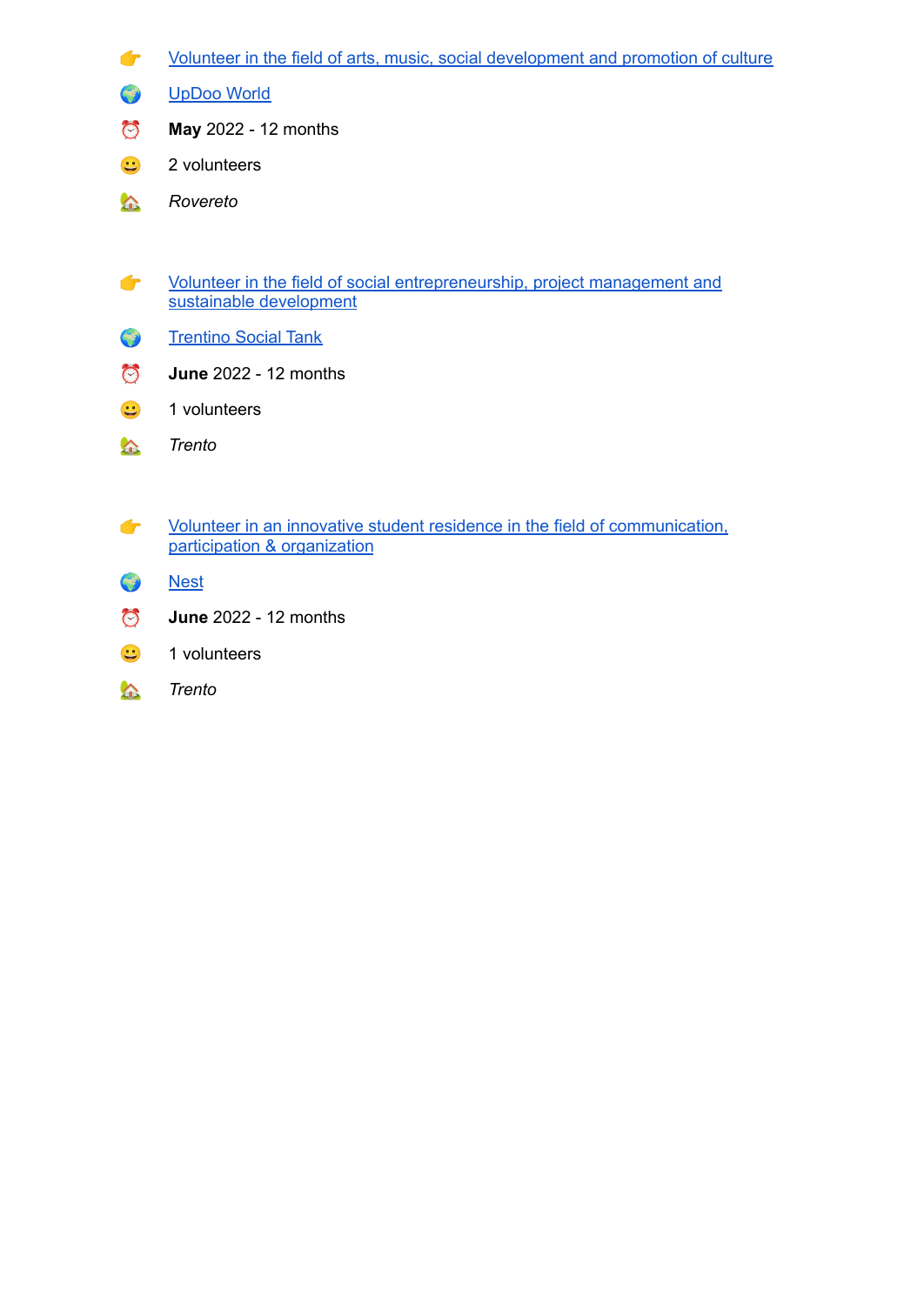👉 Volunteer in the field of arts, music, social development and promotion of culture

🌍 UpDoo World

⏰ **May** 2022 - 12 months

😀 2 volunteers

🏡 *Rovereto*

👉 Volunteer in the field of social entrepreneurship, project management and sustainable development

🌍 Trentino Social Tank

⏰ **June** 2022 - 12 months

😀 1 volunteers

🏡 *Trento*

👉 Volunteer in an innovative student residence in the field of communication, participation & organization

🌍 Nest

⏰ **June** 2022 - 12 months

😀 1 volunteers

🏡 *Trento*